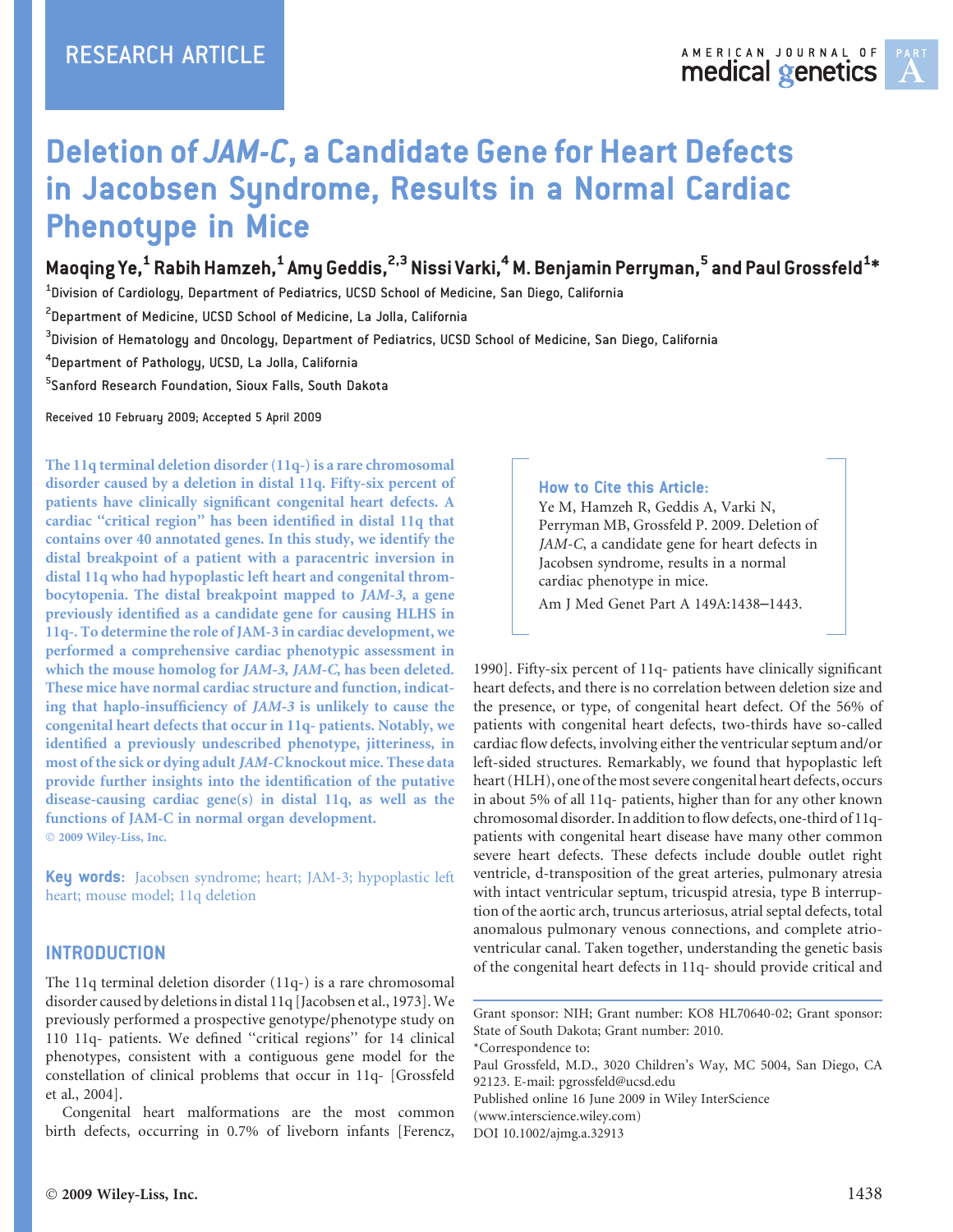RESEARCH ARTICLE

# Deletion of *JAM-C*, a Candidate Gene for Heart Defects in Jacobsen Syndrome, Results in a Normal Cardiac Phenotype in Mice

**Maoqing Ye,[1] Rabih Hamzeh,[1] Amy Geddis,[2,3] Nissi Varki,[4] M. Benjamin Perryman,[5] and Paul Grossfeld[1]***

[1]Division of Cardiology, Department of Pediatrics, UCSD School of Medicine, San Diego, California

[2]Department of Medicine, UCSD School of Medicine, La Jolla, California

[3]Division of Hematology and Oncology, Department of Pediatrics, UCSD School of Medicine, San Diego, California

[4]Department of Pathology, UCSD, La Jolla, California

[5]Sanford Research Foundation, Sioux Falls, South Dakota

Received 10 February 2009; Accepted 5 April 2009

**The 11q terminal deletion disorder (11q-) is a rare chromosomal disorder caused by a deletion in distal 11q. Fifty-six percent of patients have clinically significant congenital heart defects. A cardiac "critical region" has been identified in distal 11q that contains over 40 annotated genes. In this study, we identify the distal breakpoint of a patient with a paracentric inversion in distal 11q who had hypoplastic left heart and congenital thrombocytopenia. The distal breakpoint mapped to *JAM-3*, a gene previously identified as a candidate gene for causing HLHS in 11q-. To determine the role of JAM-3 in cardiac development, we performed a comprehensive cardiac phenotypic assessment in which the mouse homolog for *JAM-3*, *JAM-C*, has been deleted. These mice have normal cardiac structure and function, indicating that haplo-insufficiency of *JAM-3* is unlikely to cause the congenital heart defects that occur in 11q- patients. Notably, we identified a previously undescribed phenotype, jitteriness, in most of the sick or dying adult *JAM-C* knockout mice. These data provide further insights into the identification of the putative disease-causing cardiac gene(s) in distal 11q, as well as the functions of JAM-C in normal organ development.**

© 2009 Wiley-Liss, Inc.

**Key words:** Jacobsen syndrome; heart; JAM-3; hypoplastic left heart; mouse model; 11q deletion

**How to Cite this Article:**
Ye M, Hamzeh R, Geddis A, Varki N, Perryman MB, Grossfeld P. 2009. Deletion of *JAM-C*, a candidate gene for heart defects in Jacobsen syndrome, results in a normal cardiac phenotype in mice.
Am J Med Genet Part A 149A:1438–1443.

## INTRODUCTION

The 11q terminal deletion disorder (11q-) is a rare chromosomal disorder caused by deletions in distal 11q [Jacobsen et al., 1973]. We previously performed a prospective genotype/phenotype study on 110 11q- patients. We defined "critical regions" for 14 clinical phenotypes, consistent with a contiguous gene model for the constellation of clinical problems that occur in 11q- [Grossfeld et al., 2004].

Congenital heart malformations are the most common birth defects, occurring in 0.7% of liveborn infants [Ferencz, 1990]. Fifty-six percent of 11q- patients have clinically significant heart defects, and there is no correlation between deletion size and the presence, or type, of congenital heart defect. Of the 56% of patients with congenital heart defects, two-thirds have so-called cardiac flow defects, involving either the ventricular septum and/or left-sided structures. Remarkably, we found that hypoplastic left heart (HLH), one of the most severe congenital heart defects, occurs in about 5% of all 11q- patients, higher than for any other known chromosomal disorder. In addition to flow defects, one-third of 11q- patients with congenital heart disease have many other common severe heart defects. These defects include double outlet right ventricle, d-transposition of the great arteries, pulmonary atresia with intact ventricular septum, tricuspid atresia, type B interruption of the aortic arch, truncus arteriosus, atrial septal defects, total anomalous pulmonary venous connections, and complete atrioventricular canal. Taken together, understanding the genetic basis of the congenital heart defects in 11q- should provide critical and

Grant sponsor: NIH; Grant number: KO8 HL70640-02; Grant sponsor: State of South Dakota; Grant number: 2010.
*Correspondence to:
Paul Grossfeld, M.D., 3020 Children's Way, MC 5004, San Diego, CA 92123. E-mail: pgrossfeld@ucsd.edu
Published online 16 June 2009 in Wiley InterScience (www.interscience.wiley.com)
DOI 10.1002/ajmg.a.32913

© 2009 Wiley-Liss, Inc.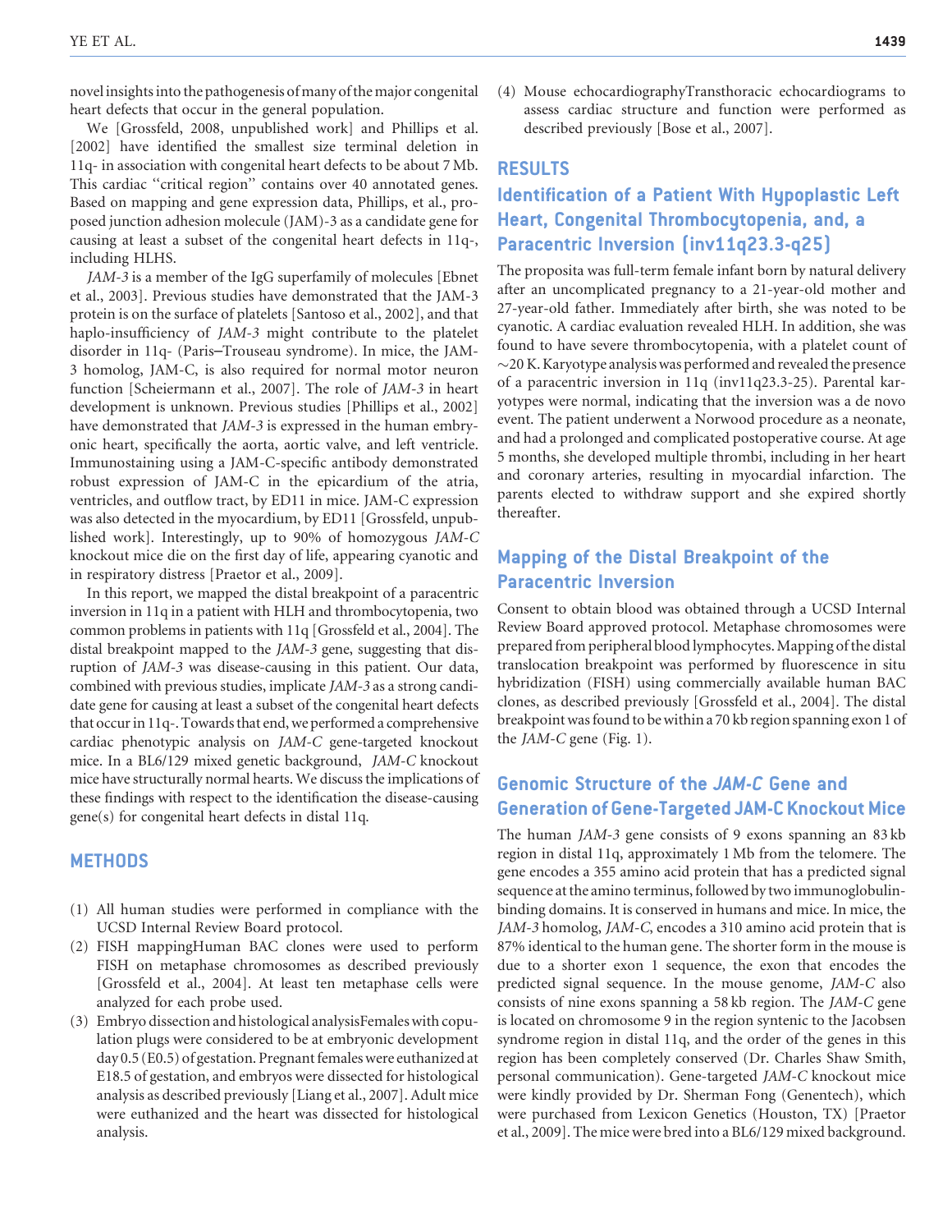novel insights into the pathogenesis of many of the major congenital heart defects that occur in the general population.

We [Grossfeld, 2008, unpublished work] and Phillips et al. [2002] have identified the smallest size terminal deletion in 11q- in association with congenital heart defects to be about 7 Mb. This cardiac "critical region" contains over 40 annotated genes. Based on mapping and gene expression data, Phillips, et al., proposed junction adhesion molecule (JAM)-3 as a candidate gene for causing at least a subset of the congenital heart defects in 11q-, including HLHS.

*JAM-3* is a member of the IgG superfamily of molecules [Ebnet et al., 2003]. Previous studies have demonstrated that the JAM-3 protein is on the surface of platelets [Santoso et al., 2002], and that haplo-insufficiency of *JAM-3* might contribute to the platelet disorder in 11q- (Paris–Trouseau syndrome). In mice, the JAM-3 homolog, JAM-C, is also required for normal motor neuron function [Scheiermann et al., 2007]. The role of *JAM-3* in heart development is unknown. Previous studies [Phillips et al., 2002] have demonstrated that *JAM-3* is expressed in the human embryonic heart, specifically the aorta, aortic valve, and left ventricle. Immunostaining using a JAM-C-specific antibody demonstrated robust expression of JAM-C in the epicardium of the atria, ventricles, and outflow tract, by ED11 in mice. JAM-C expression was also detected in the myocardium, by ED11 [Grossfeld, unpublished work]. Interestingly, up to 90% of homozygous *JAM-C* knockout mice die on the first day of life, appearing cyanotic and in respiratory distress [Praetor et al., 2009].

In this report, we mapped the distal breakpoint of a paracentric inversion in 11q in a patient with HLH and thrombocytopenia, two common problems in patients with 11q [Grossfeld et al., 2004]. The distal breakpoint mapped to the *JAM-3* gene, suggesting that disruption of *JAM-3* was disease-causing in this patient. Our data, combined with previous studies, implicate *JAM-3* as a strong candidate gene for causing at least a subset of the congenital heart defects that occur in 11q-. Towards that end, we performed a comprehensive cardiac phenotypic analysis on *JAM-C* gene-targeted knockout mice. In a BL6/129 mixed genetic background, *JAM-C* knockout mice have structurally normal hearts. We discuss the implications of these findings with respect to the identification the disease-causing gene(s) for congenital heart defects in distal 11q.

## METHODS

(1) All human studies were performed in compliance with the UCSD Internal Review Board protocol.
(2) FISH mappingHuman BAC clones were used to perform FISH on metaphase chromosomes as described previously [Grossfeld et al., 2004]. At least ten metaphase cells were analyzed for each probe used.
(3) Embryo dissection and histological analysisFemales with copulation plugs were considered to be at embryonic development day 0.5 (E0.5) of gestation. Pregnant females were euthanized at E18.5 of gestation, and embryos were dissected for histological analysis as described previously [Liang et al., 2007]. Adult mice were euthanized and the heart was dissected for histological analysis.
(4) Mouse echocardiographyTransthoracic echocardiograms to assess cardiac structure and function were performed as described previously [Bose et al., 2007].

## RESULTS

### Identification of a Patient With Hypoplastic Left Heart, Congenital Thrombocytopenia, and, a Paracentric Inversion (inv11q23.3-q25)

The proposita was full-term female infant born by natural delivery after an uncomplicated pregnancy to a 21-year-old mother and 27-year-old father. Immediately after birth, she was noted to be cyanotic. A cardiac evaluation revealed HLH. In addition, she was found to have severe thrombocytopenia, with a platelet count of ~20 K. Karyotype analysis was performed and revealed the presence of a paracentric inversion in 11q (inv11q23.3-25). Parental karyotypes were normal, indicating that the inversion was a de novo event. The patient underwent a Norwood procedure as a neonate, and had a prolonged and complicated postoperative course. At age 5 months, she developed multiple thrombi, including in her heart and coronary arteries, resulting in myocardial infarction. The parents elected to withdraw support and she expired shortly thereafter.

### Mapping of the Distal Breakpoint of the Paracentric Inversion

Consent to obtain blood was obtained through a UCSD Internal Review Board approved protocol. Metaphase chromosomes were prepared from peripheral blood lymphocytes. Mapping of the distal translocation breakpoint was performed by fluorescence in situ hybridization (FISH) using commercially available human BAC clones, as described previously [Grossfeld et al., 2004]. The distal breakpoint was found to be within a 70 kb region spanning exon 1 of the *JAM-C* gene (Fig. 1).

### Genomic Structure of the *JAM-C* Gene and Generation of Gene-Targeted JAM-C Knockout Mice

The human *JAM-3* gene consists of 9 exons spanning an 83 kb region in distal 11q, approximately 1 Mb from the telomere. The gene encodes a 355 amino acid protein that has a predicted signal sequence at the amino terminus, followed by two immunoglobulin-binding domains. It is conserved in humans and mice. In mice, the *JAM-3* homolog, *JAM-C*, encodes a 310 amino acid protein that is 87% identical to the human gene. The shorter form in the mouse is due to a shorter exon 1 sequence, the exon that encodes the predicted signal sequence. In the mouse genome, *JAM-C* also consists of nine exons spanning a 58 kb region. The *JAM-C* gene is located on chromosome 9 in the region syntenic to the Jacobsen syndrome region in distal 11q, and the order of the genes in this region has been completely conserved (Dr. Charles Shaw Smith, personal communication). Gene-targeted *JAM-C* knockout mice were kindly provided by Dr. Sherman Fong (Genentech), which were purchased from Lexicon Genetics (Houston, TX) [Praetor et al., 2009]. The mice were bred into a BL6/129 mixed background.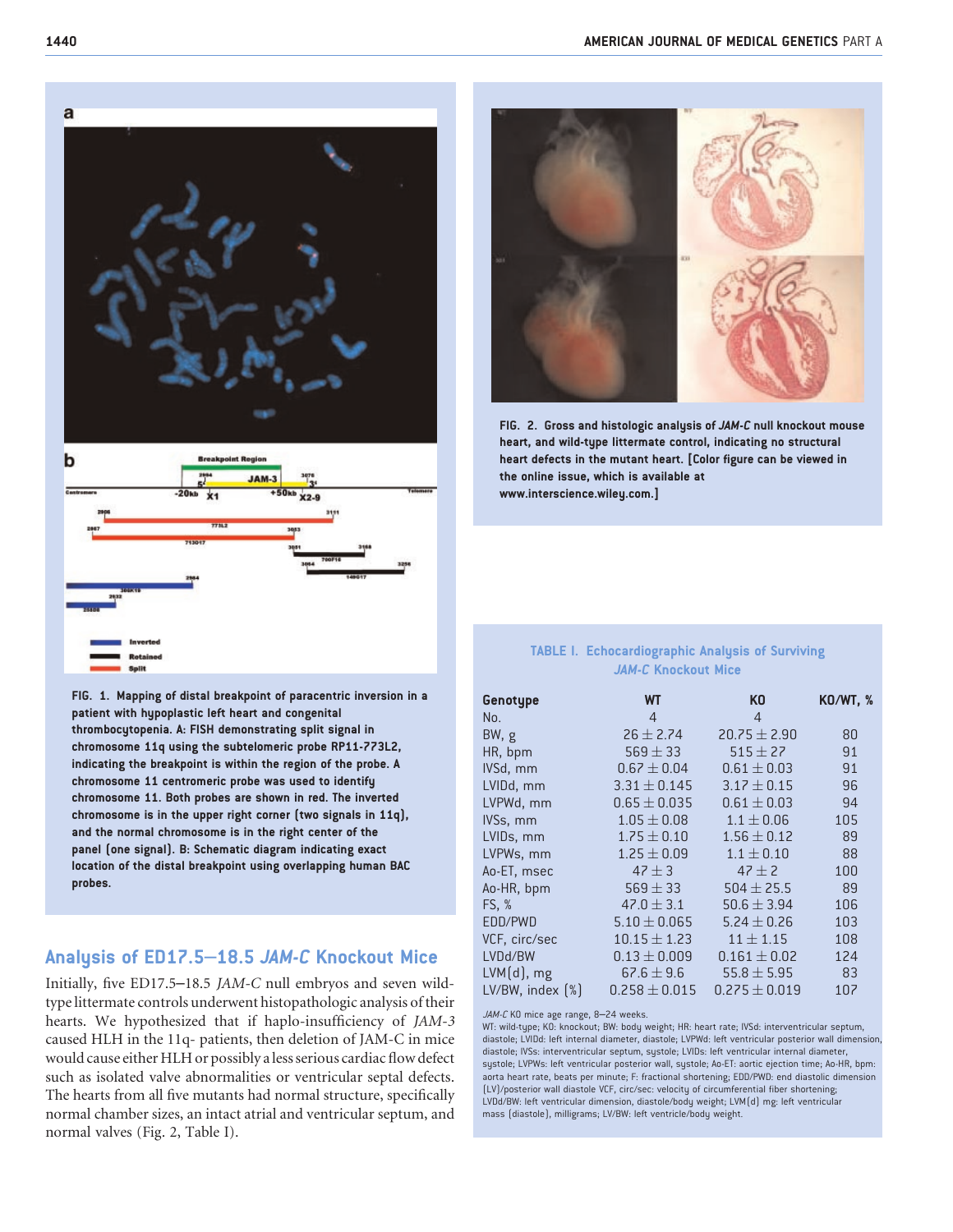FIG. 1. Mapping of distal breakpoint of paracentric inversion in a patient with hypoplastic left heart and congenital thrombocytopenia. A: FISH demonstrating split signal in chromosome 11q using the subtelomeric probe RP11-773L2, indicating the breakpoint is within the region of the probe. A chromosome 11 centromeric probe was used to identify chromosome 11. Both probes are shown in red. The inverted chromosome is in the upper right corner (two signals in 11q), and the normal chromosome is in the right center of the panel (one signal). B: Schematic diagram indicating exact location of the distal breakpoint using overlapping human BAC probes.

FIG. 2. Gross and histologic analysis of *JAM-C* null knockout mouse heart, and wild-type littermate control, indicating no structural heart defects in the mutant heart. [Color figure can be viewed in the online issue, which is available at www.interscience.wiley.com.]

## Analysis of ED17.5–18.5 *JAM-C* Knockout Mice

Initially, five ED17.5–18.5 *JAM-C* null embryos and seven wild-type littermate controls underwent histopathologic analysis of their hearts. We hypothesized that if haplo-insufficiency of *JAM-3* caused HLH in the 11q- patients, then deletion of JAM-C in mice would cause either HLH or possibly a less serious cardiac flow defect such as isolated valve abnormalities or ventricular septal defects. The hearts from all five mutants had normal structure, specifically normal chamber sizes, an intact atrial and ventricular septum, and normal valves (Fig. 2, Table I).

TABLE I. Echocardiographic Analysis of Surviving *JAM-C* Knockout Mice

| Genotype | WT | KO | KO/WT, % |
|---|---|---|---|
| No. | 4 | 4 | |
| BW, g | 26 ± 2.74 | 20.75 ± 2.90 | 80 |
| HR, bpm | 569 ± 33 | 515 ± 27 | 91 |
| IVSd, mm | 0.67 ± 0.04 | 0.61 ± 0.03 | 91 |
| LVIDd, mm | 3.31 ± 0.145 | 3.17 ± 0.15 | 96 |
| LVPWd, mm | 0.65 ± 0.035 | 0.61 ± 0.03 | 94 |
| IVSs, mm | 1.05 ± 0.08 | 1.1 ± 0.06 | 105 |
| LVIDs, mm | 1.75 ± 0.10 | 1.56 ± 0.12 | 89 |
| LVPWs, mm | 1.25 ± 0.09 | 1.1 ± 0.10 | 88 |
| Ao-ET, msec | 47 ± 3 | 47 ± 2 | 100 |
| Ao-HR, bpm | 569 ± 33 | 504 ± 25.5 | 89 |
| FS, % | 47.0 ± 3.1 | 50.6 ± 3.94 | 106 |
| EDD/PWD | 5.10 ± 0.065 | 5.24 ± 0.26 | 103 |
| VCF, circ/sec | 10.15 ± 1.23 | 11 ± 1.15 | 108 |
| LVDd/BW | 0.13 ± 0.009 | 0.161 ± 0.02 | 124 |
| LVM(d), mg | 67.6 ± 9.6 | 55.8 ± 5.95 | 83 |
| LV/BW, index (%) | 0.258 ± 0.015 | 0.275 ± 0.019 | 107 |

*JAM-C* KO mice age range, 8–24 weeks.
WT: wild-type; KO: knockout; BW: body weight; HR: heart rate; IVSd: interventricular septum, diastole; LVIDd: left internal diameter, diastole; LVPWd: left ventricular posterior wall dimension, diastole; IVSs: interventricular septum, systole; LVIDs: left ventricular internal diameter, systole; LVPWs: left ventricular posterior wall, systole; Ao-ET: aortic ejection time; Ao-HR, bpm: aorta heart rate, beats per minute; F: fractional shortening; EDD/PWD: end diastolic dimension (LV)/posterior wall diastole VCF, circ/sec: velocity of circumferential fiber shortening; LVDd/BW: left ventricular dimension, diastole/body weight; LVM(d) mg: left ventricular mass (diastole), milligrams; LV/BW: left ventricle/body weight.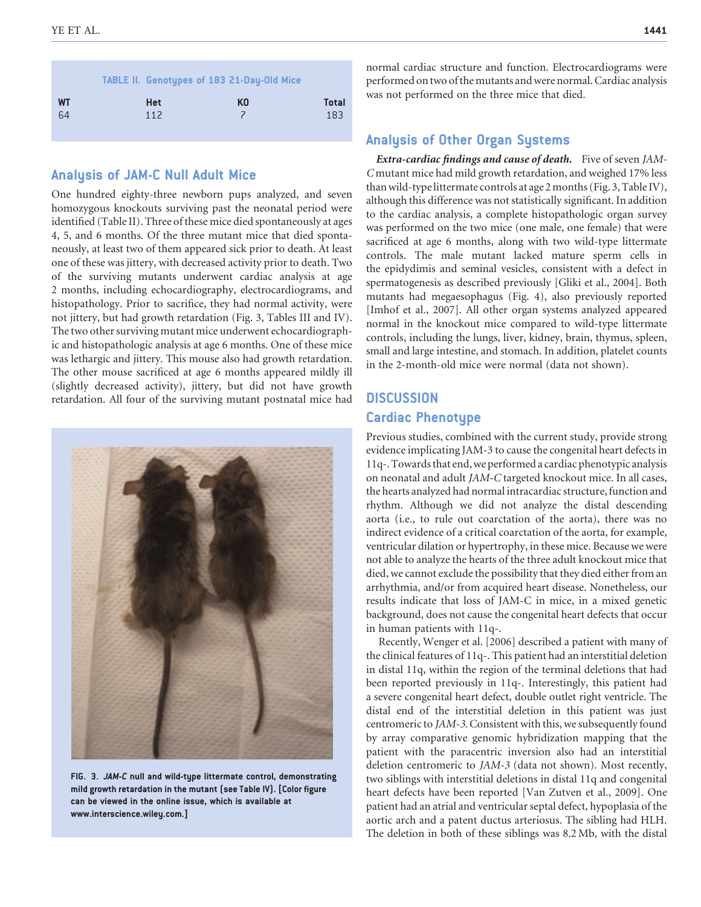TABLE II. Genotypes of 183 21-Day-Old Mice

| WT | Het | KO | Total |
|---|---|---|---|
| 64 | 112 | 7 | 183 |

## Analysis of JAM-C Null Adult Mice

One hundred eighty-three newborn pups analyzed, and seven homozygous knockouts surviving past the neonatal period were identified (Table II). Three of these mice died spontaneously at ages 4, 5, and 6 months. Of the three mutant mice that died spontaneously, at least two of them appeared sick prior to death. At least one of these was jittery, with decreased activity prior to death. Two of the surviving mutants underwent cardiac analysis at age 2 months, including echocardiography, electrocardiograms, and histopathology. Prior to sacrifice, they had normal activity, were not jittery, but had growth retardation (Fig. 3, Tables III and IV). The two other surviving mutant mice underwent echocardiographic and histopathologic analysis at age 6 months. One of these mice was lethargic and jittery. This mouse also had growth retardation. The other mouse sacrificed at age 6 months appeared mildly ill (slightly decreased activity), jittery, but did not have growth retardation. All four of the surviving mutant postnatal mice had normal cardiac structure and function. Electrocardiograms were performed on two of the mutants and were normal. Cardiac analysis was not performed on the three mice that died.

FIG. 3. *JAM-C* null and wild-type littermate control, demonstrating mild growth retardation in the mutant (see Table IV). [Color figure can be viewed in the online issue, which is available at www.interscience.wiley.com.]

## Analysis of Other Organ Systems

***Extra-cardiac findings and cause of death.*** Five of seven *JAM-C* mutant mice had mild growth retardation, and weighed 17% less than wild-type littermate controls at age 2 months (Fig. 3, Table IV), although this difference was not statistically significant. In addition to the cardiac analysis, a complete histopathologic organ survey was performed on the two mice (one male, one female) that were sacrificed at age 6 months, along with two wild-type littermate controls. The male mutant lacked mature sperm cells in the epidydimis and seminal vesicles, consistent with a defect in spermatogenesis as described previously [Gliki et al., 2004]. Both mutants had megaesophagus (Fig. 4), also previously reported [Imhof et al., 2007]. All other organ systems analyzed appeared normal in the knockout mice compared to wild-type littermate controls, including the lungs, liver, kidney, brain, thymus, spleen, small and large intestine, and stomach. In addition, platelet counts in the 2-month-old mice were normal (data not shown).

# DISCUSSION

## Cardiac Phenotype

Previous studies, combined with the current study, provide strong evidence implicating JAM-3 to cause the congenital heart defects in 11q-. Towards that end, we performed a cardiac phenotypic analysis on neonatal and adult *JAM-C* targeted knockout mice. In all cases, the hearts analyzed had normal intracardiac structure, function and rhythm. Although we did not analyze the distal descending aorta (i.e., to rule out coarctation of the aorta), there was no indirect evidence of a critical coarctation of the aorta, for example, ventricular dilation or hypertrophy, in these mice. Because we were not able to analyze the hearts of the three adult knockout mice that died, we cannot exclude the possibility that they died either from an arrhythmia, and/or from acquired heart disease. Nonetheless, our results indicate that loss of JAM-C in mice, in a mixed genetic background, does not cause the congenital heart defects that occur in human patients with 11q-.

Recently, Wenger et al. [2006] described a patient with many of the clinical features of 11q-. This patient had an interstitial deletion in distal 11q, within the region of the terminal deletions that had been reported previously in 11q-. Interestingly, this patient had a severe congenital heart defect, double outlet right ventricle. The distal end of the interstitial deletion in this patient was just centromeric to *JAM-3*. Consistent with this, we subsequently found by array comparative genomic hybridization mapping that the patient with the paracentric inversion also had an interstitial deletion centromeric to *JAM-3* (data not shown). Most recently, two siblings with interstitial deletions in distal 11q and congenital heart defects have been reported [Van Zutven et al., 2009]. One patient had an atrial and ventricular septal defect, hypoplasia of the aortic arch and a patent ductus arteriosus. The sibling had HLH. The deletion in both of these siblings was 8.2 Mb, with the distal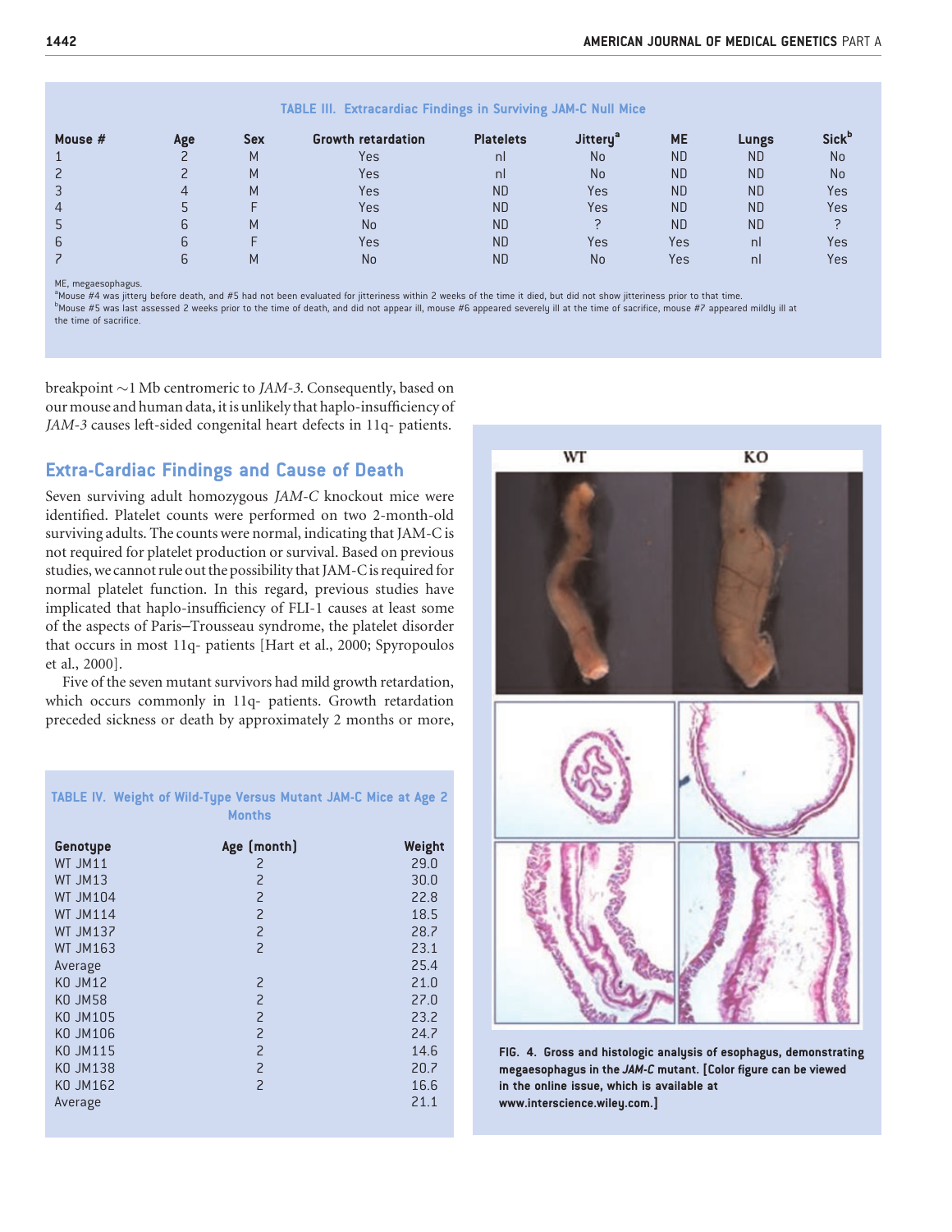**TABLE III. Extracardiac Findings in Surviving JAM-C Null Mice**

| Mouse # | Age | Sex | Growth retardation | Platelets | Jittery[a] | ME | Lungs | Sick[b] |
|---|---|---|---|---|---|---|---|---|
| 1 | 2 | M | Yes | nl | No | ND | ND | No |
| 2 | 2 | M | Yes | nl | No | ND | ND | No |
| 3 | 4 | M | Yes | ND | Yes | ND | ND | Yes |
| 4 | 5 | F | Yes | ND | Yes | ND | ND | Yes |
| 5 | 6 | M | No | ND | ? | ND | ND | ? |
| 6 | 6 | F | Yes | ND | Yes | Yes | nl | Yes |
| 7 | 6 | M | No | ND | No | Yes | nl | Yes |

ME, megaesophagus.
[a]Mouse #4 was jittery before death, and #5 had not been evaluated for jitteriness within 2 weeks of the time it died, but did not show jitteriness prior to that time.
[b]Mouse #5 was last assessed 2 weeks prior to the time of death, and did not appear ill, mouse #6 appeared severely ill at the time of sacrifice, mouse #7 appeared mildly ill at the time of sacrifice.

breakpoint ~1 Mb centromeric to *JAM-3*. Consequently, based on our mouse and human data, it is unlikely that haplo-insufficiency of *JAM-3* causes left-sided congenital heart defects in 11q- patients.

## Extra-Cardiac Findings and Cause of Death

Seven surviving adult homozygous *JAM-C* knockout mice were identified. Platelet counts were performed on two 2-month-old surviving adults. The counts were normal, indicating that JAM-C is not required for platelet production or survival. Based on previous studies, we cannot rule out the possibility that JAM-C is required for normal platelet function. In this regard, previous studies have implicated that haplo-insufficiency of FLI-1 causes at least some of the aspects of Paris–Trousseau syndrome, the platelet disorder that occurs in most 11q- patients [Hart et al., 2000; Spyropoulos et al., 2000].

Five of the seven mutant survivors had mild growth retardation, which occurs commonly in 11q- patients. Growth retardation preceded sickness or death by approximately 2 months or more,

**TABLE IV. Weight of Wild-Type Versus Mutant JAM-C Mice at Age 2 Months**

| Genotype | Age (month) | Weight |
|---|---|---|
| WT JM11 | 2 | 29.0 |
| WT JM13 | 2 | 30.0 |
| WT JM104 | 2 | 22.8 |
| WT JM114 | 2 | 18.5 |
| WT JM137 | 2 | 28.7 |
| WT JM163 | 2 | 23.1 |
| Average | | 25.4 |
| KO JM12 | 2 | 21.0 |
| KO JM58 | 2 | 27.0 |
| KO JM105 | 2 | 23.2 |
| KO JM106 | 2 | 24.7 |
| KO JM115 | 2 | 14.6 |
| KO JM138 | 2 | 20.7 |
| KO JM162 | 2 | 16.6 |
| Average | | 21.1 |

**FIG. 4. Gross and histologic analysis of esophagus, demonstrating megaesophagus in the *JAM-C* mutant. [Color figure can be viewed in the online issue, which is available at www.interscience.wiley.com.]**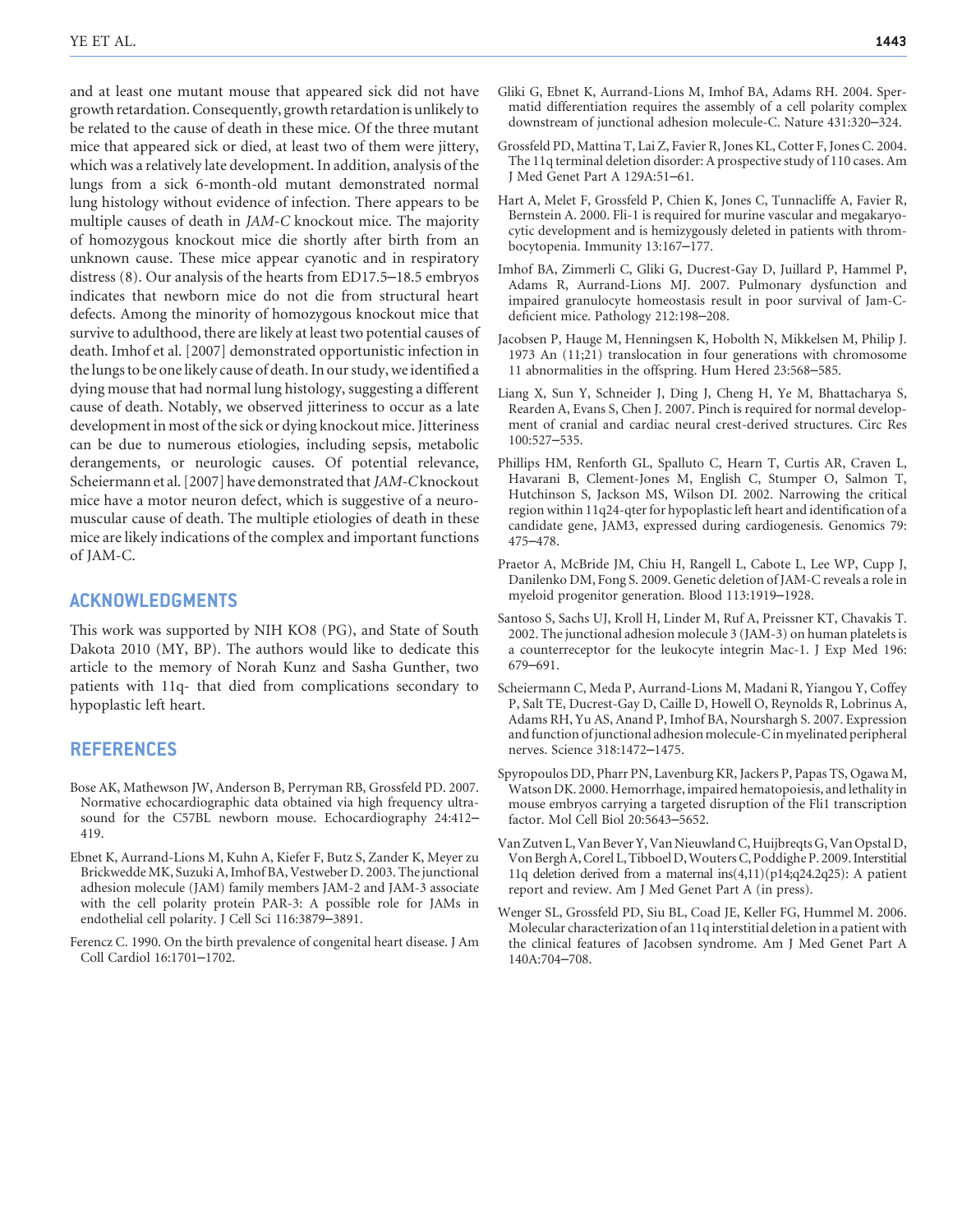and at least one mutant mouse that appeared sick did not have growth retardation. Consequently, growth retardation is unlikely to be related to the cause of death in these mice. Of the three mutant mice that appeared sick or died, at least two of them were jittery, which was a relatively late development. In addition, analysis of the lungs from a sick 6-month-old mutant demonstrated normal lung histology without evidence of infection. There appears to be multiple causes of death in *JAM-C* knockout mice. The majority of homozygous knockout mice die shortly after birth from an unknown cause. These mice appear cyanotic and in respiratory distress (8). Our analysis of the hearts from ED17.5–18.5 embryos indicates that newborn mice do not die from structural heart defects. Among the minority of homozygous knockout mice that survive to adulthood, there are likely at least two potential causes of death. Imhof et al. [2007] demonstrated opportunistic infection in the lungs to be one likely cause of death. In our study, we identified a dying mouse that had normal lung histology, suggesting a different cause of death. Notably, we observed jitteriness to occur as a late development in most of the sick or dying knockout mice. Jitteriness can be due to numerous etiologies, including sepsis, metabolic derangements, or neurologic causes. Of potential relevance, Scheiermann et al. [2007] have demonstrated that *JAM-C* knockout mice have a motor neuron defect, which is suggestive of a neuromuscular cause of death. The multiple etiologies of death in these mice are likely indications of the complex and important functions of JAM-C.

## ACKNOWLEDGMENTS

This work was supported by NIH KO8 (PG), and State of South Dakota 2010 (MY, BP). The authors would like to dedicate this article to the memory of Norah Kunz and Sasha Gunther, two patients with 11q- that died from complications secondary to hypoplastic left heart.

## REFERENCES

Bose AK, Mathewson JW, Anderson B, Perryman RB, Grossfeld PD. 2007. Normative echocardiographic data obtained via high frequency ultrasound for the C57BL newborn mouse. Echocardiography 24:412–419.

Ebnet K, Aurrand-Lions M, Kuhn A, Kiefer F, Butz S, Zander K, Meyer zu Brickwedde MK, Suzuki A, Imhof BA, Vestweber D. 2003. The junctional adhesion molecule (JAM) family members JAM-2 and JAM-3 associate with the cell polarity protein PAR-3: A possible role for JAMs in endothelial cell polarity. J Cell Sci 116:3879–3891.

Ferencz C. 1990. On the birth prevalence of congenital heart disease. J Am Coll Cardiol 16:1701–1702.

Gliki G, Ebnet K, Aurrand-Lions M, Imhof BA, Adams RH. 2004. Spermatid differentiation requires the assembly of a cell polarity complex downstream of junctional adhesion molecule-C. Nature 431:320–324.

Grossfeld PD, Mattina T, Lai Z, Favier R, Jones KL, Cotter F, Jones C. 2004. The 11q terminal deletion disorder: A prospective study of 110 cases. Am J Med Genet Part A 129A:51–61.

Hart A, Melet F, Grossfeld P, Chien K, Jones C, Tunnacliffe A, Favier R, Bernstein A. 2000. Fli-1 is required for murine vascular and megakaryocytic development and is hemizygously deleted in patients with thrombocytopenia. Immunity 13:167–177.

Imhof BA, Zimmerli C, Gliki G, Ducrest-Gay D, Juillard P, Hammel P, Adams R, Aurrand-Lions MJ. 2007. Pulmonary dysfunction and impaired granulocyte homeostasis result in poor survival of Jam-C-deficient mice. Pathology 212:198–208.

Jacobsen P, Hauge M, Henningsen K, Hobolth N, Mikkelsen M, Philip J. 1973 An (11;21) translocation in four generations with chromosome 11 abnormalities in the offspring. Hum Hered 23:568–585.

Liang X, Sun Y, Schneider J, Ding J, Cheng H, Ye M, Bhattacharya S, Rearden A, Evans S, Chen J. 2007. Pinch is required for normal development of cranial and cardiac neural crest-derived structures. Circ Res 100:527–535.

Phillips HM, Renforth GL, Spalluto C, Hearn T, Curtis AR, Craven L, Havarani B, Clement-Jones M, English C, Stumper O, Salmon T, Hutchinson S, Jackson MS, Wilson DI. 2002. Narrowing the critical region within 11q24-qter for hypoplastic left heart and identification of a candidate gene, JAM3, expressed during cardiogenesis. Genomics 79: 475–478.

Praetor A, McBride JM, Chiu H, Rangell L, Cabote L, Lee WP, Cupp J, Danilenko DM, Fong S. 2009. Genetic deletion of JAM-C reveals a role in myeloid progenitor generation. Blood 113:1919–1928.

Santoso S, Sachs UJ, Kroll H, Linder M, Ruf A, Preissner KT, Chavakis T. 2002. The junctional adhesion molecule 3 (JAM-3) on human platelets is a counterreceptor for the leukocyte integrin Mac-1. J Exp Med 196: 679–691.

Scheiermann C, Meda P, Aurrand-Lions M, Madani R, Yiangou Y, Coffey P, Salt TE, Ducrest-Gay D, Caille D, Howell O, Reynolds R, Lobrinus A, Adams RH, Yu AS, Anand P, Imhof BA, Nourshargh S. 2007. Expression and function of junctional adhesion molecule-C in myelinated peripheral nerves. Science 318:1472–1475.

Spyropoulos DD, Pharr PN, Lavenburg KR, Jackers P, Papas TS, Ogawa M, Watson DK. 2000. Hemorrhage, impaired hematopoiesis, and lethality in mouse embryos carrying a targeted disruption of the Fli1 transcription factor. Mol Cell Biol 20:5643–5652.

Van Zutven L, Van Bever Y, Van Nieuwland C, Huijbreqts G, Van Opstal D, Von Bergh A, Corel L, Tibboel D, Wouters C, Poddighe P. 2009. Interstitial 11q deletion derived from a maternal ins(4,11)(p14;q24.2q25): A patient report and review. Am J Med Genet Part A (in press).

Wenger SL, Grossfeld PD, Siu BL, Coad JE, Keller FG, Hummel M. 2006. Molecular characterization of an 11q interstitial deletion in a patient with the clinical features of Jacobsen syndrome. Am J Med Genet Part A 140A:704–708.